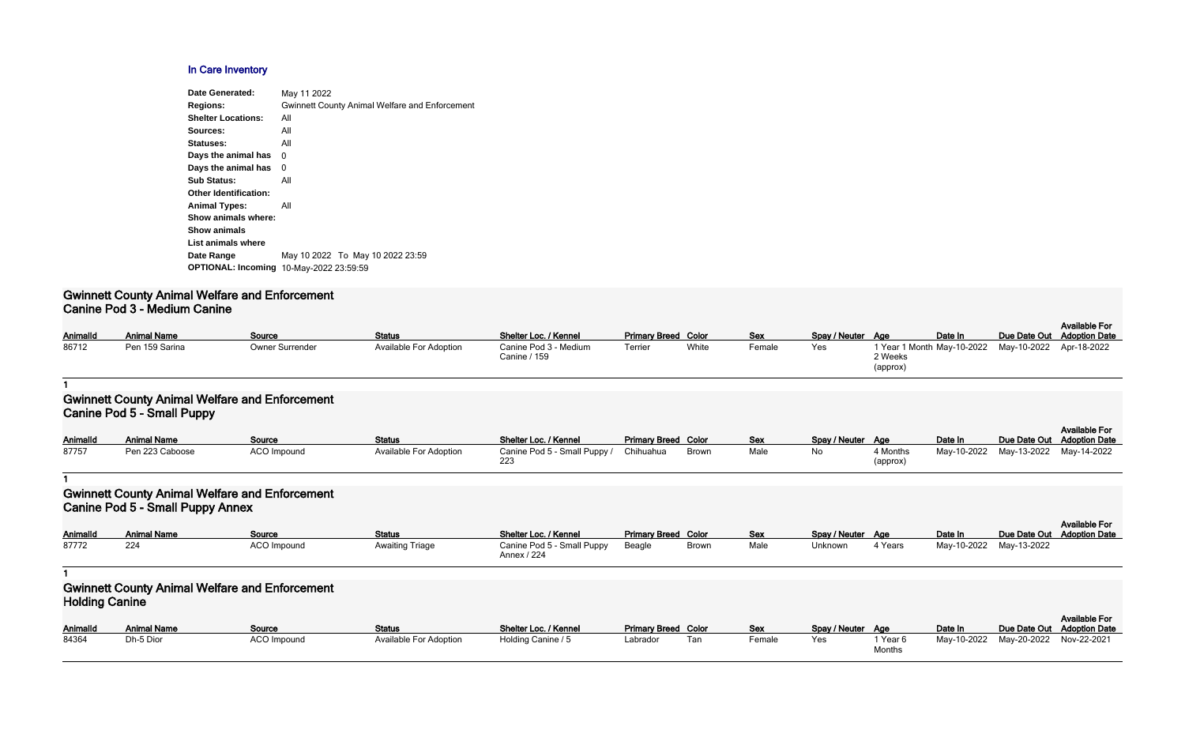# In Care Inventory

| | |
|---|---|
| **Date Generated:** | May 11 2022 |
| **Regions:** | Gwinnett County Animal Welfare and Enforcement |
| **Shelter Locations:** | All |
| **Sources:** | All |
| **Statuses:** | All |
| **Days the animal has** | 0 |
| **Days the animal has** | 0 |
| **Sub Status:** | All |
| **Other Identification:** | |
| **Animal Types:** | All |
| **Show animals where:** | |
| **Show animals** | |
| **List animals where** | |
| **Date Range** | May 10 2022 To May 10 2022 23:59 |
| **OPTIONAL: Incoming** | 10-May-2022 23:59:59 |

## Gwinnett County Animal Welfare and Enforcement
### Canine Pod 3 - Medium Canine

| AnimalId | Animal Name | Source | Status | Shelter Loc. / Kennel | Primary Breed | Color | Sex | Spay / Neuter | Age | Date In | Due Date Out | Available For Adoption Date |
|---|---|---|---|---|---|---|---|---|---|---|---|---|
| 86712 | Pen 159 Sarina | Owner Surrender | Available For Adoption | Canine Pod 3 - Medium Canine / 159 | Terrier | White | Female | Yes | 1 Year 1 Month 2 Weeks (approx) | May-10-2022 | May-10-2022 | Apr-18-2022 |

1

## Gwinnett County Animal Welfare and Enforcement
### Canine Pod 5 - Small Puppy

| AnimalId | Animal Name | Source | Status | Shelter Loc. / Kennel | Primary Breed | Color | Sex | Spay / Neuter | Age | Date In | Due Date Out | Available For Adoption Date |
|---|---|---|---|---|---|---|---|---|---|---|---|---|
| 87757 | Pen 223 Caboose | ACO Impound | Available For Adoption | Canine Pod 5 - Small Puppy / 223 | Chihuahua | Brown | Male | No | 4 Months (approx) | May-10-2022 | May-13-2022 | May-14-2022 |

1

## Gwinnett County Animal Welfare and Enforcement
### Canine Pod 5 - Small Puppy Annex

| AnimalId | Animal Name | Source | Status | Shelter Loc. / Kennel | Primary Breed | Color | Sex | Spay / Neuter | Age | Date In | Due Date Out | Available For Adoption Date |
|---|---|---|---|---|---|---|---|---|---|---|---|---|
| 87772 | 224 | ACO Impound | Awaiting Triage | Canine Pod 5 - Small Puppy Annex / 224 | Beagle | Brown | Male | Unknown | 4 Years | May-10-2022 | May-13-2022 | |

1

## Gwinnett County Animal Welfare and Enforcement
### Holding Canine

| AnimalId | Animal Name | Source | Status | Shelter Loc. / Kennel | Primary Breed | Color | Sex | Spay / Neuter | Age | Date In | Due Date Out | Available For Adoption Date |
|---|---|---|---|---|---|---|---|---|---|---|---|---|
| 84364 | Dh-5 Dior | ACO Impound | Available For Adoption | Holding Canine / 5 | Labrador | Tan | Female | Yes | 1 Year 6 Months | May-10-2022 | May-20-2022 | Nov-22-2021 |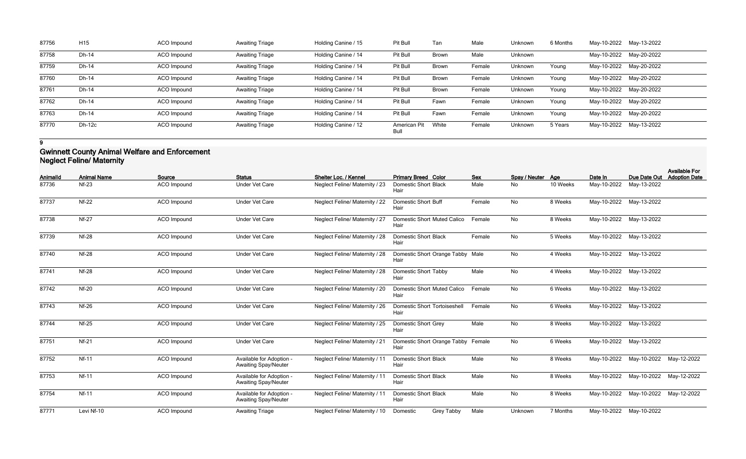| AnimalId | Animal Name | Source | Status | Shelter Loc. / Kennel | Primary Breed | Color | Sex | Spay / Neuter | Age | Date In | Due Date Out | Available For Adoption Date |
|---|---|---|---|---|---|---|---|---|---|---|---|---|
| 87756 | H15 | ACO Impound | Awaiting Triage | Holding Canine / 15 | Pit Bull | Tan | Male | Unknown | 6 Months | May-10-2022 | May-13-2022 | |
| 87758 | Dh-14 | ACO Impound | Awaiting Triage | Holding Canine / 14 | Pit Bull | Brown | Male | Unknown | | May-10-2022 | May-20-2022 | |
| 87759 | Dh-14 | ACO Impound | Awaiting Triage | Holding Canine / 14 | Pit Bull | Brown | Female | Unknown | Young | May-10-2022 | May-20-2022 | |
| 87760 | Dh-14 | ACO Impound | Awaiting Triage | Holding Canine / 14 | Pit Bull | Brown | Female | Unknown | Young | May-10-2022 | May-20-2022 | |
| 87761 | Dh-14 | ACO Impound | Awaiting Triage | Holding Canine / 14 | Pit Bull | Brown | Female | Unknown | Young | May-10-2022 | May-20-2022 | |
| 87762 | Dh-14 | ACO Impound | Awaiting Triage | Holding Canine / 14 | Pit Bull | Fawn | Female | Unknown | Young | May-10-2022 | May-20-2022 | |
| 87763 | Dh-14 | ACO Impound | Awaiting Triage | Holding Canine / 14 | Pit Bull | Fawn | Female | Unknown | Young | May-10-2022 | May-20-2022 | |
| 87770 | Dh-12c | ACO Impound | Awaiting Triage | Holding Canine / 12 | American Pit Bull | White | Female | Unknown | 5 Years | May-10-2022 | May-13-2022 | |

**9**

## Gwinnett County Animal Welfare and Enforcement
### Neglect Feline/ Maternity

| AnimalId | Animal Name | Source | Status | Shelter Loc. / Kennel | Primary Breed | Color | Sex | Spay / Neuter | Age | Date In | Due Date Out | Available For Adoption Date |
|---|---|---|---|---|---|---|---|---|---|---|---|---|
| 87736 | Nf-23 | ACO Impound | Under Vet Care | Neglect Feline/ Maternity / 23 | Domestic Short Hair | Black | Male | No | 10 Weeks | May-10-2022 | May-13-2022 | |
| 87737 | Nf-22 | ACO Impound | Under Vet Care | Neglect Feline/ Maternity / 22 | Domestic Short Hair | Buff | Female | No | 8 Weeks | May-10-2022 | May-13-2022 | |
| 87738 | Nf-27 | ACO Impound | Under Vet Care | Neglect Feline/ Maternity / 27 | Domestic Short Hair | Muted Calico | Female | No | 8 Weeks | May-10-2022 | May-13-2022 | |
| 87739 | Nf-28 | ACO Impound | Under Vet Care | Neglect Feline/ Maternity / 28 | Domestic Short Hair | Black | Female | No | 5 Weeks | May-10-2022 | May-13-2022 | |
| 87740 | Nf-28 | ACO Impound | Under Vet Care | Neglect Feline/ Maternity / 28 | Domestic Short Hair | Orange Tabby | Male | No | 4 Weeks | May-10-2022 | May-13-2022 | |
| 87741 | Nf-28 | ACO Impound | Under Vet Care | Neglect Feline/ Maternity / 28 | Domestic Short Hair | Tabby | Male | No | 4 Weeks | May-10-2022 | May-13-2022 | |
| 87742 | Nf-20 | ACO Impound | Under Vet Care | Neglect Feline/ Maternity / 20 | Domestic Short Hair | Muted Calico | Female | No | 6 Weeks | May-10-2022 | May-13-2022 | |
| 87743 | Nf-26 | ACO Impound | Under Vet Care | Neglect Feline/ Maternity / 26 | Domestic Short Hair | Tortoiseshell | Female | No | 6 Weeks | May-10-2022 | May-13-2022 | |
| 87744 | Nf-25 | ACO Impound | Under Vet Care | Neglect Feline/ Maternity / 25 | Domestic Short Hair | Grey | Male | No | 8 Weeks | May-10-2022 | May-13-2022 | |
| 87751 | Nf-21 | ACO Impound | Under Vet Care | Neglect Feline/ Maternity / 21 | Domestic Short Hair | Orange Tabby | Female | No | 6 Weeks | May-10-2022 | May-13-2022 | |
| 87752 | Nf-11 | ACO Impound | Available for Adoption - Awaiting Spay/Neuter | Neglect Feline/ Maternity / 11 | Domestic Short Hair | Black | Male | No | 8 Weeks | May-10-2022 | May-10-2022 | May-12-2022 |
| 87753 | Nf-11 | ACO Impound | Available for Adoption - Awaiting Spay/Neuter | Neglect Feline/ Maternity / 11 | Domestic Short Hair | Black | Male | No | 8 Weeks | May-10-2022 | May-10-2022 | May-12-2022 |
| 87754 | Nf-11 | ACO Impound | Available for Adoption - Awaiting Spay/Neuter | Neglect Feline/ Maternity / 11 | Domestic Short Hair | Black | Male | No | 8 Weeks | May-10-2022 | May-10-2022 | May-12-2022 |
| 87771 | Levi Nf-10 | ACO Impound | Awaiting Triage | Neglect Feline/ Maternity / 10 | Domestic | Grey Tabby | Male | Unknown | 7 Months | May-10-2022 | May-10-2022 | |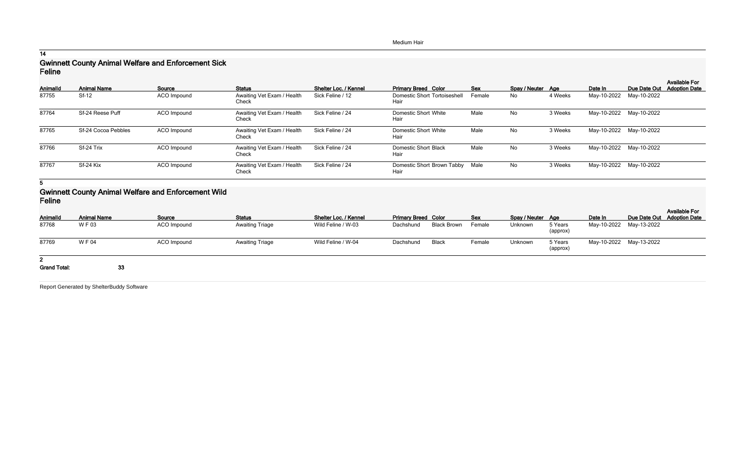Medium Hair

14

## Gwinnett County Animal Welfare and Enforcement Sick Feline

| AnimalId | Animal Name | Source | Status | Shelter Loc. / Kennel | Primary Breed | Color | Sex | Spay / Neuter | Age | Date In | Due Date Out | Available For Adoption Date |
|---|---|---|---|---|---|---|---|---|---|---|---|---|
| 87755 | Sf-12 | ACO Impound | Awaiting Vet Exam / Health Check | Sick Feline / 12 | Domestic Short Hair | Tortoiseshell | Female | No | 4 Weeks | May-10-2022 | May-10-2022 | |
| 87764 | Sf-24 Reese Puff | ACO Impound | Awaiting Vet Exam / Health Check | Sick Feline / 24 | Domestic Short Hair | White | Male | No | 3 Weeks | May-10-2022 | May-10-2022 | |
| 87765 | Sf-24 Cocoa Pebbles | ACO Impound | Awaiting Vet Exam / Health Check | Sick Feline / 24 | Domestic Short Hair | White | Male | No | 3 Weeks | May-10-2022 | May-10-2022 | |
| 87766 | Sf-24 Trix | ACO Impound | Awaiting Vet Exam / Health Check | Sick Feline / 24 | Domestic Short Hair | Black | Male | No | 3 Weeks | May-10-2022 | May-10-2022 | |
| 87767 | Sf-24 Kix | ACO Impound | Awaiting Vet Exam / Health Check | Sick Feline / 24 | Domestic Short Hair | Brown Tabby | Male | No | 3 Weeks | May-10-2022 | May-10-2022 | |

5

## Gwinnett County Animal Welfare and Enforcement Wild Feline

| AnimalId | Animal Name | Source | Status | Shelter Loc. / Kennel | Primary Breed | Color | Sex | Spay / Neuter | Age | Date In | Due Date Out | Available For Adoption Date |
|---|---|---|---|---|---|---|---|---|---|---|---|---|
| 87768 | W F 03 | ACO Impound | Awaiting Triage | Wild Feline / W-03 | Dachshund | Black Brown | Female | Unknown | 5 Years (approx) | May-10-2022 | May-13-2022 | |
| 87769 | W F 04 | ACO Impound | Awaiting Triage | Wild Feline / W-04 | Dachshund | Black | Female | Unknown | 5 Years (approx) | May-10-2022 | May-13-2022 | |

2

**Grand Total:** **33**

Report Generated by ShelterBuddy Software